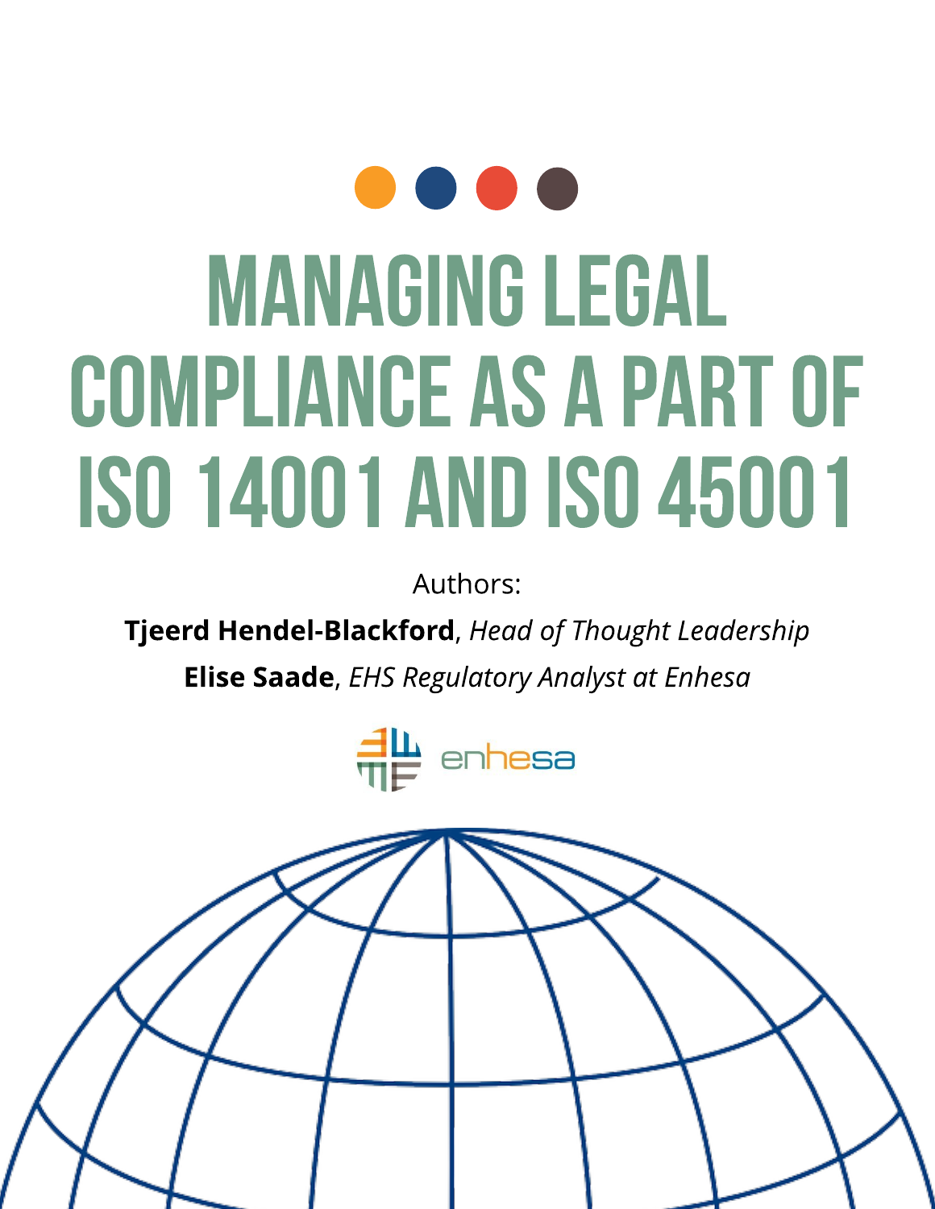# MANAGING LEGAL COMPLIANCE AS A PART OF ISO 14001 AND ISO 45001

Authors:

**Tjeerd Hendel-Blackford**, *Head of Thought Leadership*

**Elise Saade**, *EHS Regulatory Analyst at Enhesa*

enhesa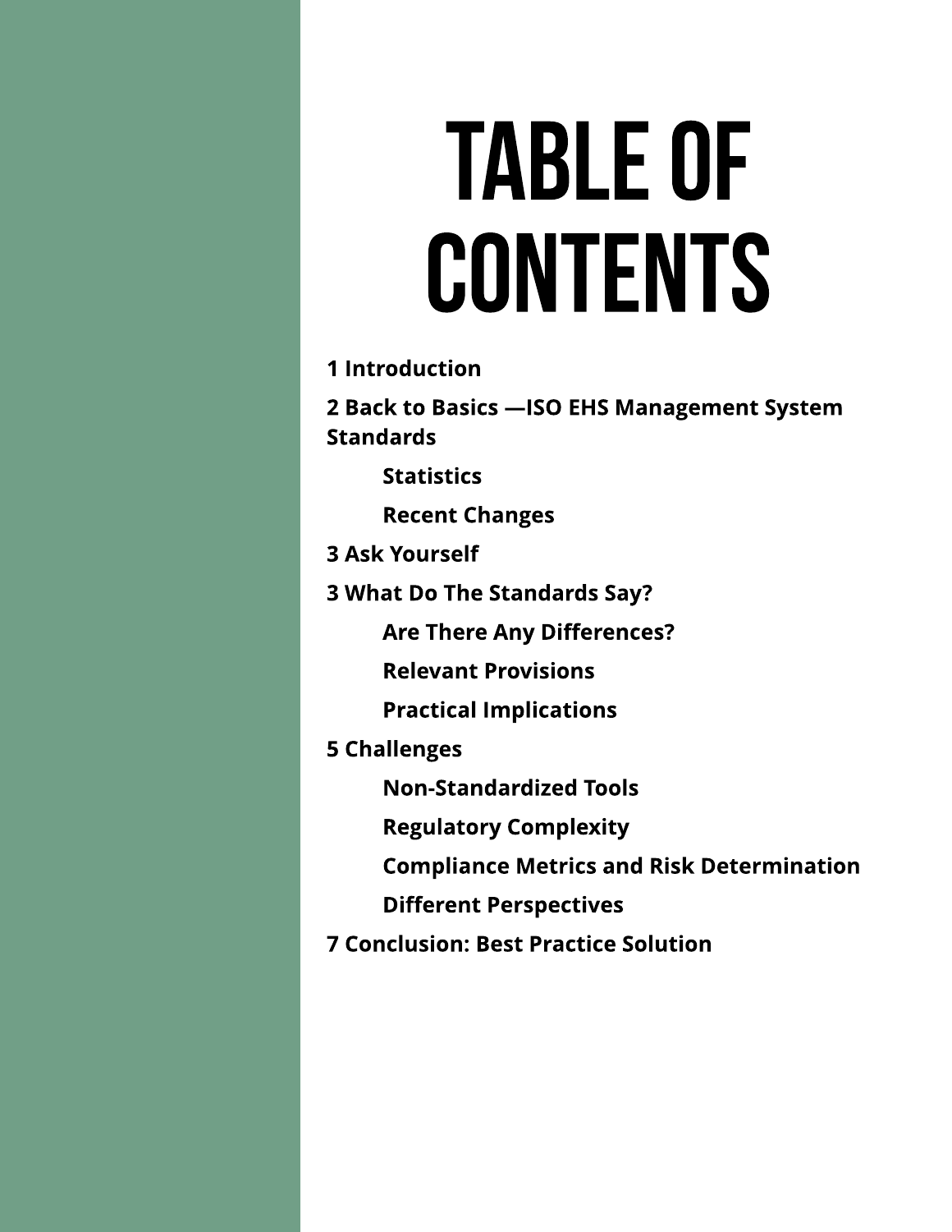# TABLE OF CONTENTS

**1 Introduction**

**2 Back to Basics —ISO EHS Management System Standards**

- **Statistics**
- **Recent Changes**

**3 Ask Yourself**

**3 What Do The Standards Say?**

- **Are There Any Differences?**
- **Relevant Provisions**
- **Practical Implications**

**5 Challenges**

- **Non-Standardized Tools**
- **Regulatory Complexity**
- **Compliance Metrics and Risk Determination**
- **Different Perspectives**

**7 Conclusion: Best Practice Solution**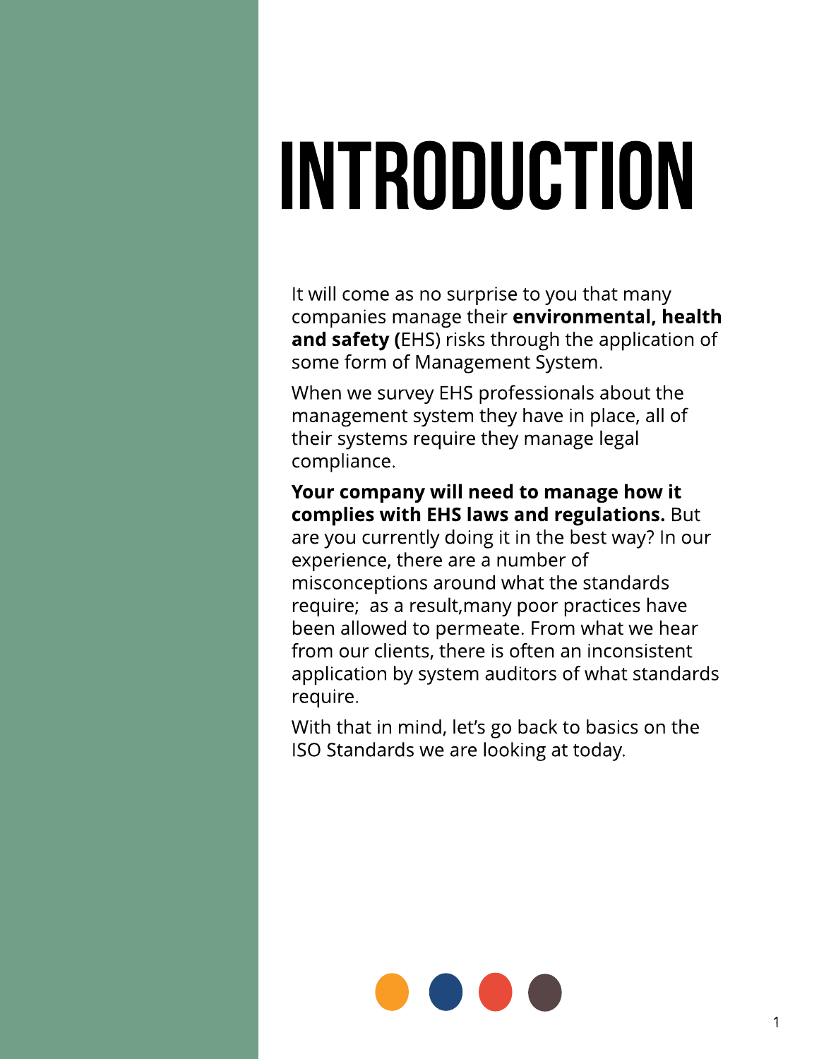# INTRODUCTION

It will come as no surprise to you that many companies manage their **environmental, health and safety (**EHS) risks through the application of some form of Management System.

When we survey EHS professionals about the management system they have in place, all of their systems require they manage legal compliance.

**Your company will need to manage how it complies with EHS laws and regulations.** But are you currently doing it in the best way? In our experience, there are a number of misconceptions around what the standards require;  as a result,many poor practices have been allowed to permeate. From what we hear from our clients, there is often an inconsistent application by system auditors of what standards require.

With that in mind, let's go back to basics on the ISO Standards we are looking at today.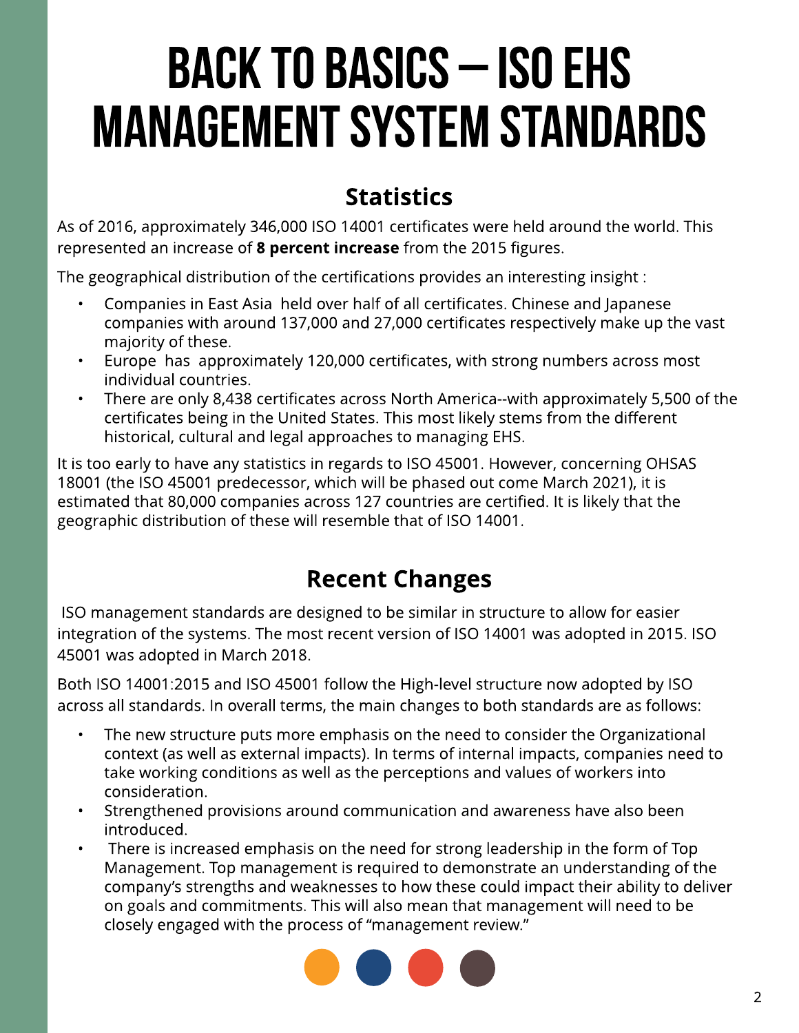# BACK TO BASICS – ISO EHS MANAGEMENT SYSTEM STANDARDS

## Statistics

As of 2016, approximately 346,000 ISO 14001 certificates were held around the world. This represented an increase of **8 percent increase** from the 2015 figures.

The geographical distribution of the certifications provides an interesting insight :

- Companies in East Asia held over half of all certificates. Chinese and Japanese companies with around 137,000 and 27,000 certificates respectively make up the vast majority of these.
- Europe has approximately 120,000 certificates, with strong numbers across most individual countries.
- There are only 8,438 certificates across North America--with approximately 5,500 of the certificates being in the United States. This most likely stems from the different historical, cultural and legal approaches to managing EHS.

It is too early to have any statistics in regards to ISO 45001. However, concerning OHSAS 18001 (the ISO 45001 predecessor, which will be phased out come March 2021), it is estimated that 80,000 companies across 127 countries are certified. It is likely that the geographic distribution of these will resemble that of ISO 14001.

## Recent Changes

ISO management standards are designed to be similar in structure to allow for easier integration of the systems. The most recent version of ISO 14001 was adopted in 2015. ISO 45001 was adopted in March 2018.

Both ISO 14001:2015 and ISO 45001 follow the High-level structure now adopted by ISO across all standards. In overall terms, the main changes to both standards are as follows:

- The new structure puts more emphasis on the need to consider the Organizational context (as well as external impacts). In terms of internal impacts, companies need to take working conditions as well as the perceptions and values of workers into consideration.
- Strengthened provisions around communication and awareness have also been introduced.
- There is increased emphasis on the need for strong leadership in the form of Top Management. Top management is required to demonstrate an understanding of the company's strengths and weaknesses to how these could impact their ability to deliver on goals and commitments. This will also mean that management will need to be closely engaged with the process of "management review."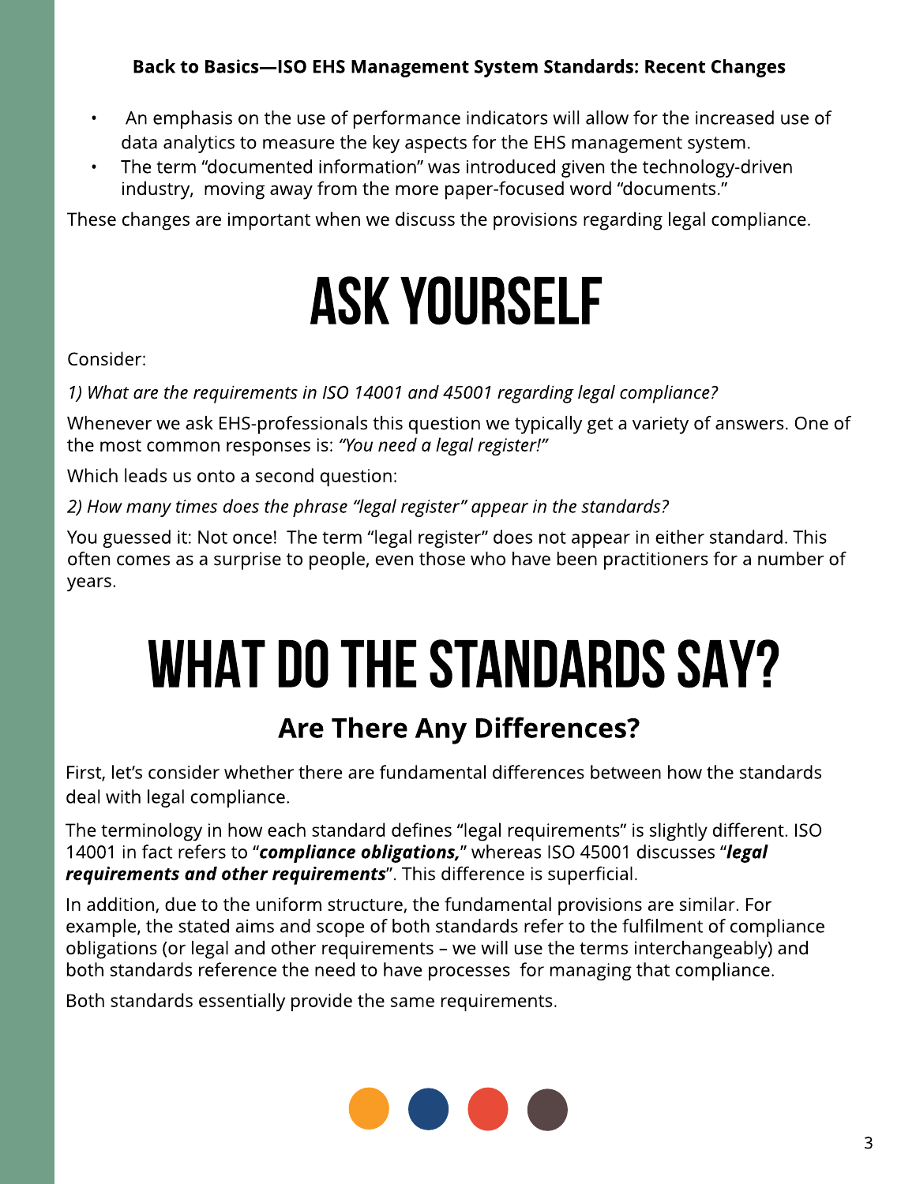**Back to Basics—ISO EHS Management System Standards: Recent Changes**

- An emphasis on the use of performance indicators will allow for the increased use of data analytics to measure the key aspects for the EHS management system.
- The term "documented information" was introduced given the technology-driven industry, moving away from the more paper-focused word "documents."

These changes are important when we discuss the provisions regarding legal compliance.

# ASK YOURSELF

Consider:

*1) What are the requirements in ISO 14001 and 45001 regarding legal compliance?*

Whenever we ask EHS-professionals this question we typically get a variety of answers. One of the most common responses is: *"You need a legal register!"*

Which leads us onto a second question:

*2) How many times does the phrase "legal register" appear in the standards?*

You guessed it: Not once! The term "legal register" does not appear in either standard. This often comes as a surprise to people, even those who have been practitioners for a number of years.

# WHAT DO THE STANDARDS SAY?

## Are There Any Differences?

First, let's consider whether there are fundamental differences between how the standards deal with legal compliance.

The terminology in how each standard defines "legal requirements" is slightly different. ISO 14001 in fact refers to "***compliance obligations,***" whereas ISO 45001 discusses "***legal requirements and other requirements***". This difference is superficial.

In addition, due to the uniform structure, the fundamental provisions are similar. For example, the stated aims and scope of both standards refer to the fulfilment of compliance obligations (or legal and other requirements – we will use the terms interchangeably) and both standards reference the need to have processes for managing that compliance.

Both standards essentially provide the same requirements.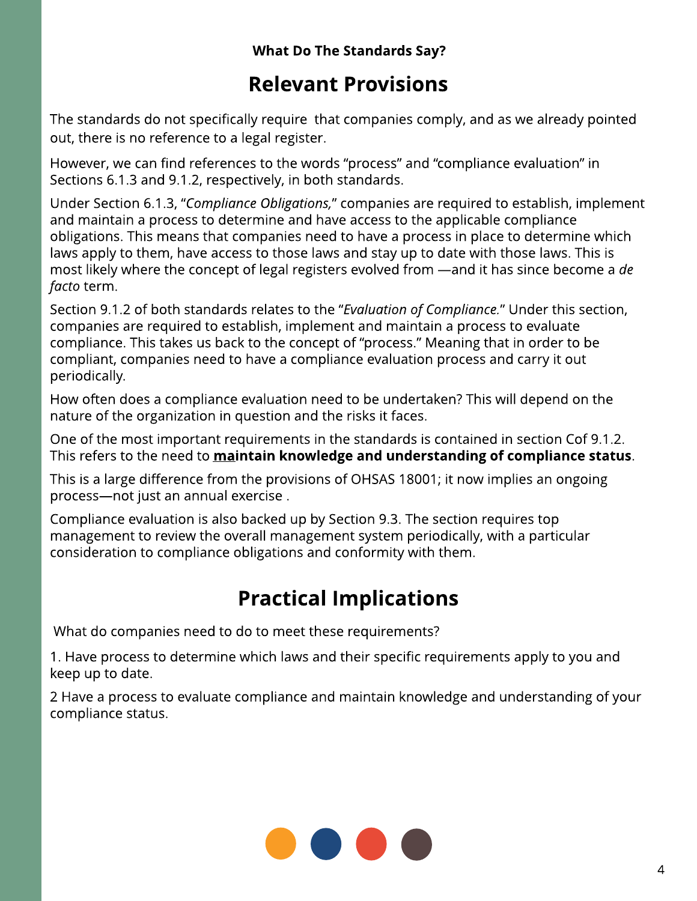**What Do The Standards Say?**

## Relevant Provisions

The standards do not specifically require  that companies comply, and as we already pointed out, there is no reference to a legal register.

However, we can find references to the words "process" and "compliance evaluation" in Sections 6.1.3 and 9.1.2, respectively, in both standards.

Under Section 6.1.3, "*Compliance Obligations,*" companies are required to establish, implement and maintain a process to determine and have access to the applicable compliance obligations. This means that companies need to have a process in place to determine which laws apply to them, have access to those laws and stay up to date with those laws. This is most likely where the concept of legal registers evolved from —and it has since become a *de facto* term.

Section 9.1.2 of both standards relates to the "*Evaluation of Compliance.*" Under this section, companies are required to establish, implement and maintain a process to evaluate compliance. This takes us back to the concept of "process." Meaning that in order to be compliant, companies need to have a compliance evaluation process and carry it out periodically.

How often does a compliance evaluation need to be undertaken? This will depend on the nature of the organization in question and the risks it faces.

One of the most important requirements in the standards is contained in section Cof 9.1.2. This refers to the need to **maintain knowledge and understanding of compliance status**.

This is a large difference from the provisions of OHSAS 18001; it now implies an ongoing process—not just an annual exercise .

Compliance evaluation is also backed up by Section 9.3. The section requires top management to review the overall management system periodically, with a particular consideration to compliance obligations and conformity with them.

## Practical Implications

What do companies need to do to meet these requirements?

1. Have process to determine which laws and their specific requirements apply to you and keep up to date.

2 Have a process to evaluate compliance and maintain knowledge and understanding of your compliance status.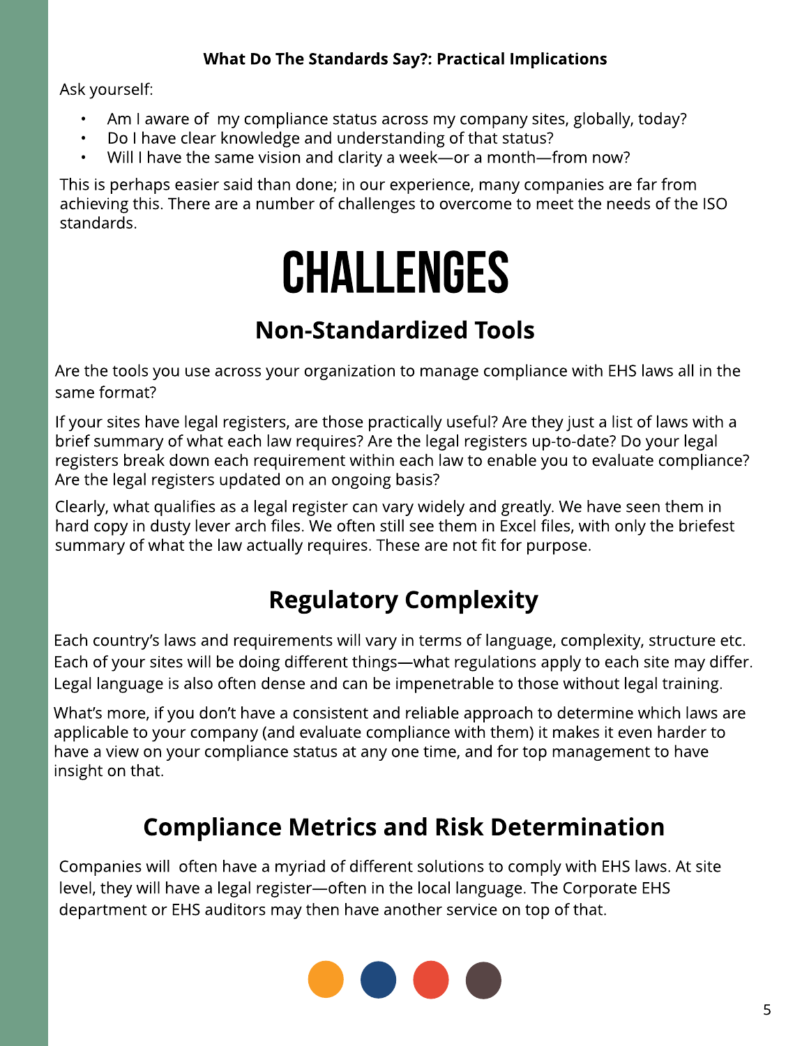**What Do The Standards Say?: Practical Implications**

Ask yourself:

- Am I aware of my compliance status across my company sites, globally, today?
- Do I have clear knowledge and understanding of that status?
- Will I have the same vision and clarity a week—or a month—from now?

This is perhaps easier said than done; in our experience, many companies are far from achieving this. There are a number of challenges to overcome to meet the needs of the ISO standards.

# CHALLENGES

## Non-Standardized Tools

Are the tools you use across your organization to manage compliance with EHS laws all in the same format?

If your sites have legal registers, are those practically useful? Are they just a list of laws with a brief summary of what each law requires? Are the legal registers up-to-date? Do your legal registers break down each requirement within each law to enable you to evaluate compliance? Are the legal registers updated on an ongoing basis?

Clearly, what qualifies as a legal register can vary widely and greatly. We have seen them in hard copy in dusty lever arch files. We often still see them in Excel files, with only the briefest summary of what the law actually requires. These are not fit for purpose.

## Regulatory Complexity

Each country's laws and requirements will vary in terms of language, complexity, structure etc. Each of your sites will be doing different things—what regulations apply to each site may differ. Legal language is also often dense and can be impenetrable to those without legal training.

What's more, if you don't have a consistent and reliable approach to determine which laws are applicable to your company (and evaluate compliance with them) it makes it even harder to have a view on your compliance status at any one time, and for top management to have insight on that.

## Compliance Metrics and Risk Determination

Companies will often have a myriad of different solutions to comply with EHS laws. At site level, they will have a legal register—often in the local language. The Corporate EHS department or EHS auditors may then have another service on top of that.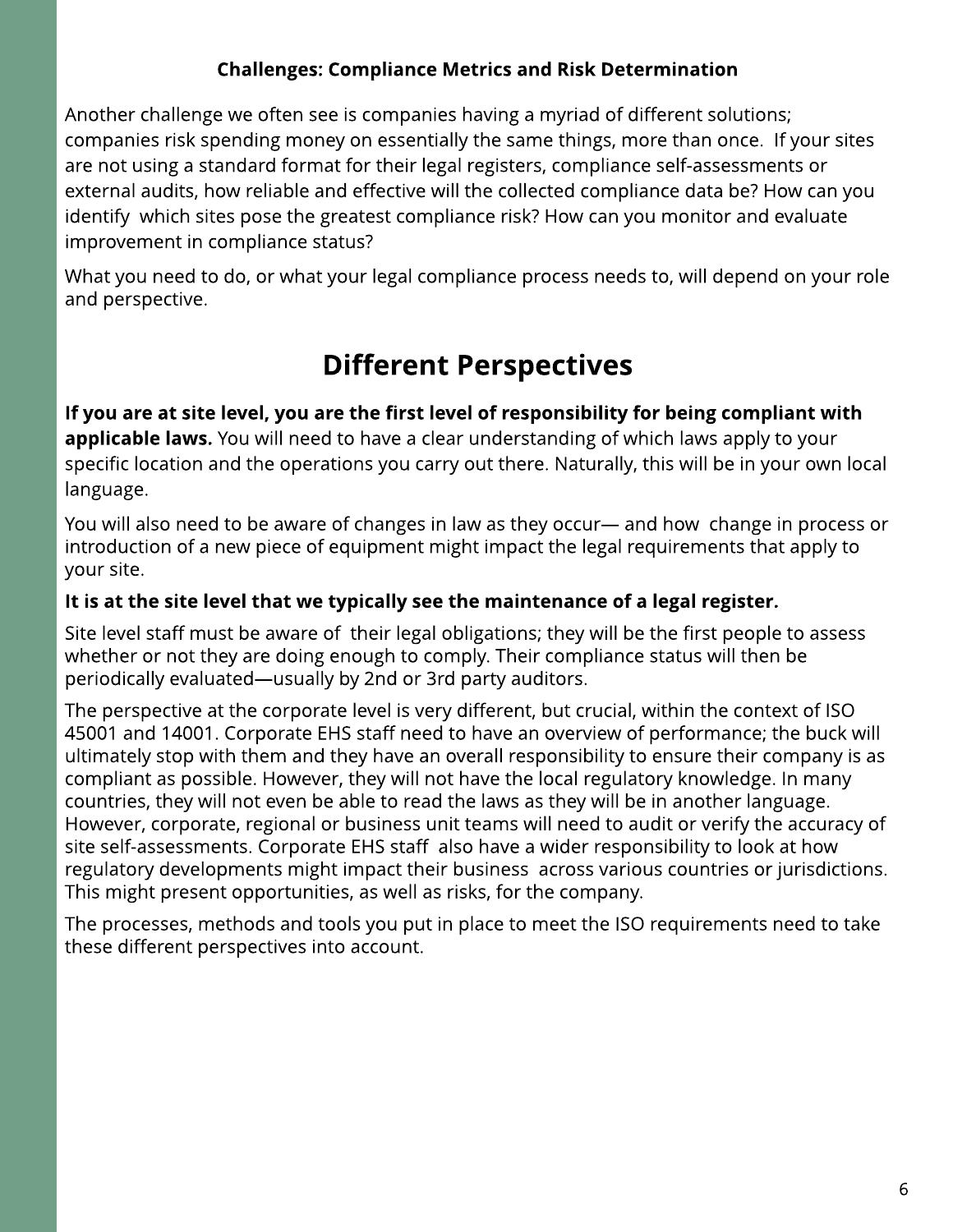**Challenges: Compliance Metrics and Risk Determination**

Another challenge we often see is companies having a myriad of different solutions; companies risk spending money on essentially the same things, more than once. If your sites are not using a standard format for their legal registers, compliance self-assessments or external audits, how reliable and effective will the collected compliance data be? How can you identify which sites pose the greatest compliance risk? How can you monitor and evaluate improvement in compliance status?

What you need to do, or what your legal compliance process needs to, will depend on your role and perspective.

## Different Perspectives

**If you are at site level, you are the first level of responsibility for being compliant with applicable laws.** You will need to have a clear understanding of which laws apply to your specific location and the operations you carry out there. Naturally, this will be in your own local language.

You will also need to be aware of changes in law as they occur— and how change in process or introduction of a new piece of equipment might impact the legal requirements that apply to your site.

**It is at the site level that we typically see the maintenance of a legal register.**

Site level staff must be aware of their legal obligations; they will be the first people to assess whether or not they are doing enough to comply. Their compliance status will then be periodically evaluated—usually by 2nd or 3rd party auditors.

The perspective at the corporate level is very different, but crucial, within the context of ISO 45001 and 14001. Corporate EHS staff need to have an overview of performance; the buck will ultimately stop with them and they have an overall responsibility to ensure their company is as compliant as possible. However, they will not have the local regulatory knowledge. In many countries, they will not even be able to read the laws as they will be in another language. However, corporate, regional or business unit teams will need to audit or verify the accuracy of site self-assessments. Corporate EHS staff also have a wider responsibility to look at how regulatory developments might impact their business across various countries or jurisdictions. This might present opportunities, as well as risks, for the company.

The processes, methods and tools you put in place to meet the ISO requirements need to take these different perspectives into account.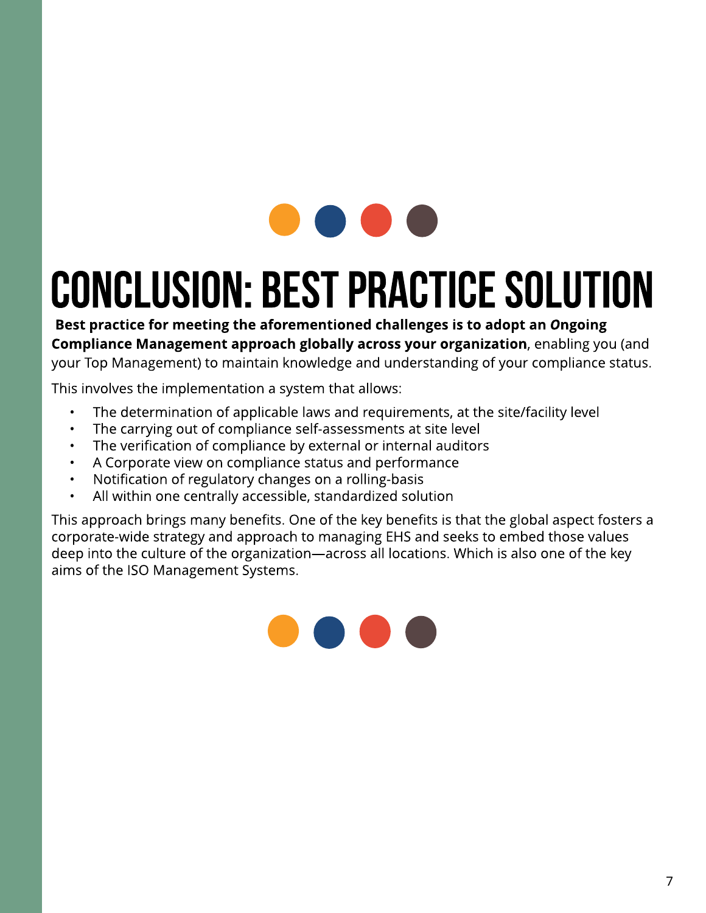# CONCLUSION: BEST PRACTICE SOLUTION

**Best practice for meeting the aforementioned challenges is to adopt an *O*ngoing Compliance Management approach globally across your organization**, enabling you (and your Top Management) to maintain knowledge and understanding of your compliance status.

This involves the implementation a system that allows:

- The determination of applicable laws and requirements, at the site/facility level
- The carrying out of compliance self-assessments at site level
- The verification of compliance by external or internal auditors
- A Corporate view on compliance status and performance
- Notification of regulatory changes on a rolling-basis
- All within one centrally accessible, standardized solution

This approach brings many benefits. One of the key benefits is that the global aspect fosters a corporate-wide strategy and approach to managing EHS and seeks to embed those values deep into the culture of the organization—across all locations. Which is also one of the key aims of the ISO Management Systems.